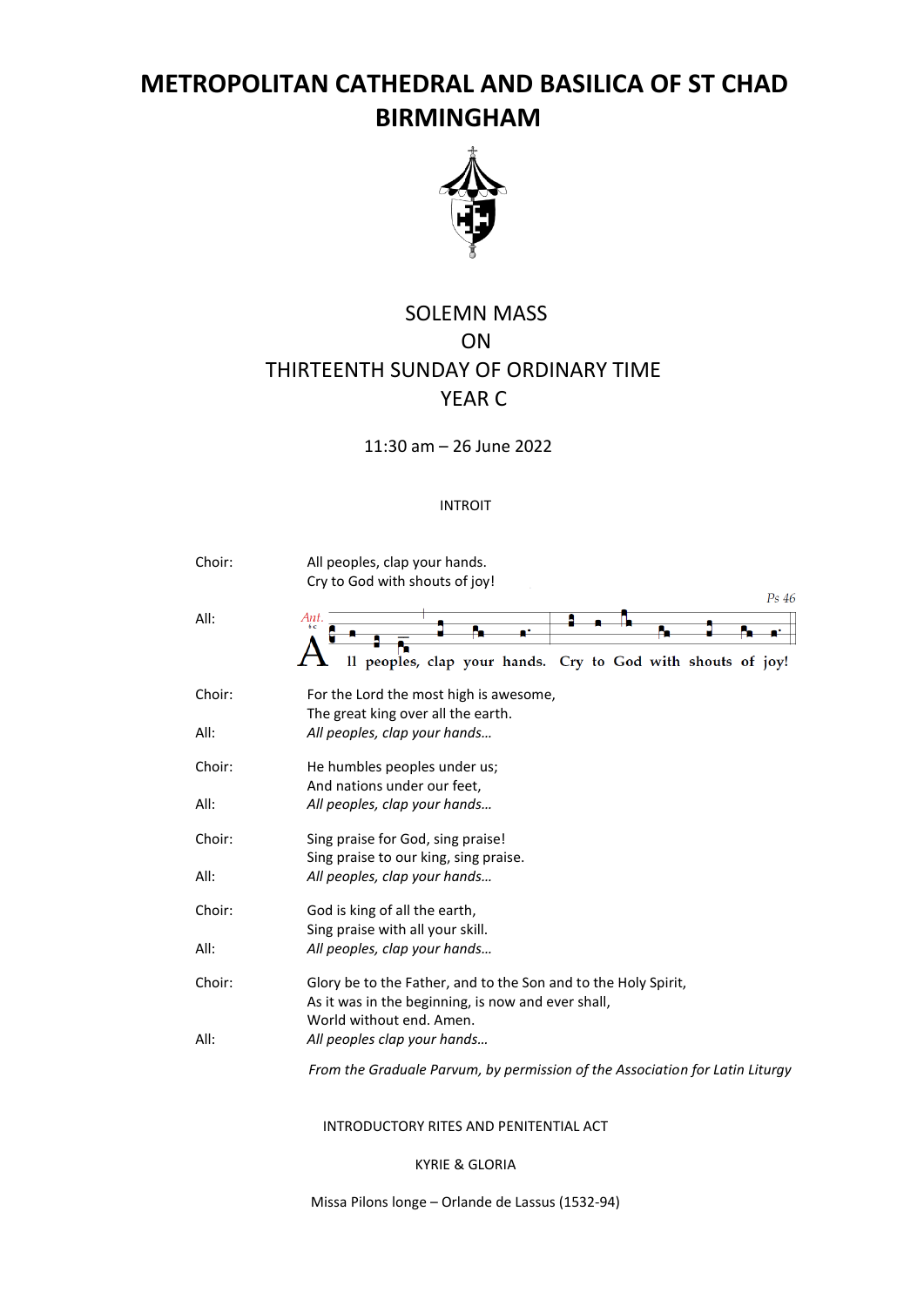# METROPOLITAN CATHEDRAL AND BASILICA OF ST CHAD BIRMINGHAM

SOLEMN MASS
ON
THIRTEENTH SUNDAY OF ORDINARY TIME
YEAR C

11:30 am – 26 June 2022

INTROIT

Choir: All peoples, clap your hands.
Cry to God with shouts of joy!

*Ps 46*

All: *Ant.* All peoples, clap your hands. Cry to God with shouts of joy!

Choir: For the Lord the most high is awesome,
The great king over all the earth.

All: *All peoples, clap your hands…*

Choir: He humbles peoples under us;
And nations under our feet,

All: *All peoples, clap your hands…*

Choir: Sing praise for God, sing praise!
Sing praise to our king, sing praise.

All: *All peoples, clap your hands…*

Choir: God is king of all the earth,
Sing praise with all your skill.

All: *All peoples, clap your hands…*

Choir: Glory be to the Father, and to the Son and to the Holy Spirit,
As it was in the beginning, is now and ever shall,
World without end. Amen.

All: *All peoples clap your hands…*

*From the Graduale Parvum, by permission of the Association for Latin Liturgy*

INTRODUCTORY RITES AND PENITENTIAL ACT

KYRIE & GLORIA

Missa Pilons longe – Orlande de Lassus (1532-94)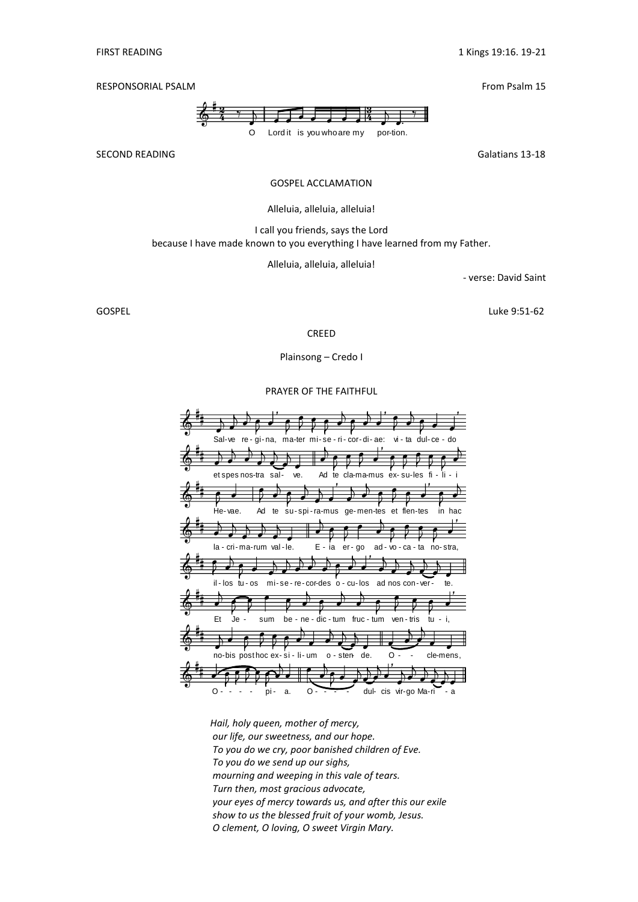FIRST READING 1 Kings 19:16. 19-21

RESPONSORIAL PSALM From Psalm 15

O Lord it is you who are my portion.

SECOND READING Galatians 13-18

GOSPEL ACCLAMATION

Alleluia, alleluia, alleluia!

I call you friends, says the Lord
because I have made known to you everything I have learned from my Father.

Alleluia, alleluia, alleluia!

- verse: David Saint

GOSPEL Luke 9:51-62

CREED

Plainsong – Credo I

PRAYER OF THE FAITHFUL

Sal-ve re-gi-na, ma-ter mi-se-ri-cor-di-ae: vi-ta dul-ce-do et spes nos-tra sal-ve. Ad te cla-ma-mus ex-su-les fi-li-i He-vae. Ad te su-spi-ra-mus ge-men-tes et flen-tes in hac la-cri-ma-rum val-le. E-ia er-go ad-vo-ca-ta no-stra, il-los tu-os mi-se-re-cor-des o-cu-los ad nos con-ver-te. Et Je-sum be-ne-dic-tum fruc-tum ven-tris tu-i, no-bis post hoc ex-si-li-um o-sten-de. O cle-mens, O pi-a. O dul-cis vir-go Ma-ri-a

*Hail, holy queen, mother of mercy,*
*our life, our sweetness, and our hope.*
*To you do we cry, poor banished children of Eve.*
*To you do we send up our sighs,*
*mourning and weeping in this vale of tears.*
*Turn then, most gracious advocate,*
*your eyes of mercy towards us, and after this our exile*
*show to us the blessed fruit of your womb, Jesus.*
*O clement, O loving, O sweet Virgin Mary.*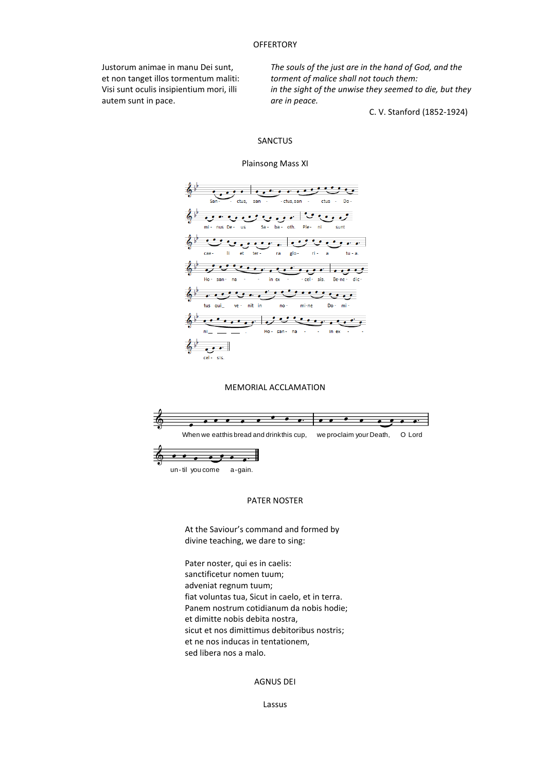## OFFERTORY

Justorum animae in manu Dei sunt,
et non tanget illos tormentum maliti:
Visi sunt oculis insipientium mori, illi
autem sunt in pace.

*The souls of the just are in the hand of God, and the torment of malice shall not touch them:*
*in the sight of the unwise they seemed to die, but they are in peace.*

C. V. Stanford (1852-1924)

## SANCTUS

Plainsong Mass XI

San - ctus, san - ctus, san - ctus Do - mi - nus De - us Sa - ba - oth. Ple - ni sunt cae - li et ter - ra glo - ri - a tu - a. Ho - san - na in ex - cel - sis. Be - ne - dic - tus qui_ ve - nit in no - mi - ne Do - mi - ni_ . Ho - san - na in ex - cel - sis.

## MEMORIAL ACCLAMATION

When we eat this bread and drink this cup, we pro-claim your Death, O Lord un - til you come a - gain.

## PATER NOSTER

At the Saviour's command and formed by
divine teaching, we dare to sing:

Pater noster, qui es in caelis:
sanctificetur nomen tuum;
adveniat regnum tuum;
fiat voluntas tua, Sicut in caelo, et in terra.
Panem nostrum cotidianum da nobis hodie;
et dimitte nobis debita nostra,
sicut et nos dimittimus debitoribus nostris;
et ne nos inducas in tentationem,
sed libera nos a malo.

## AGNUS DEI

Lassus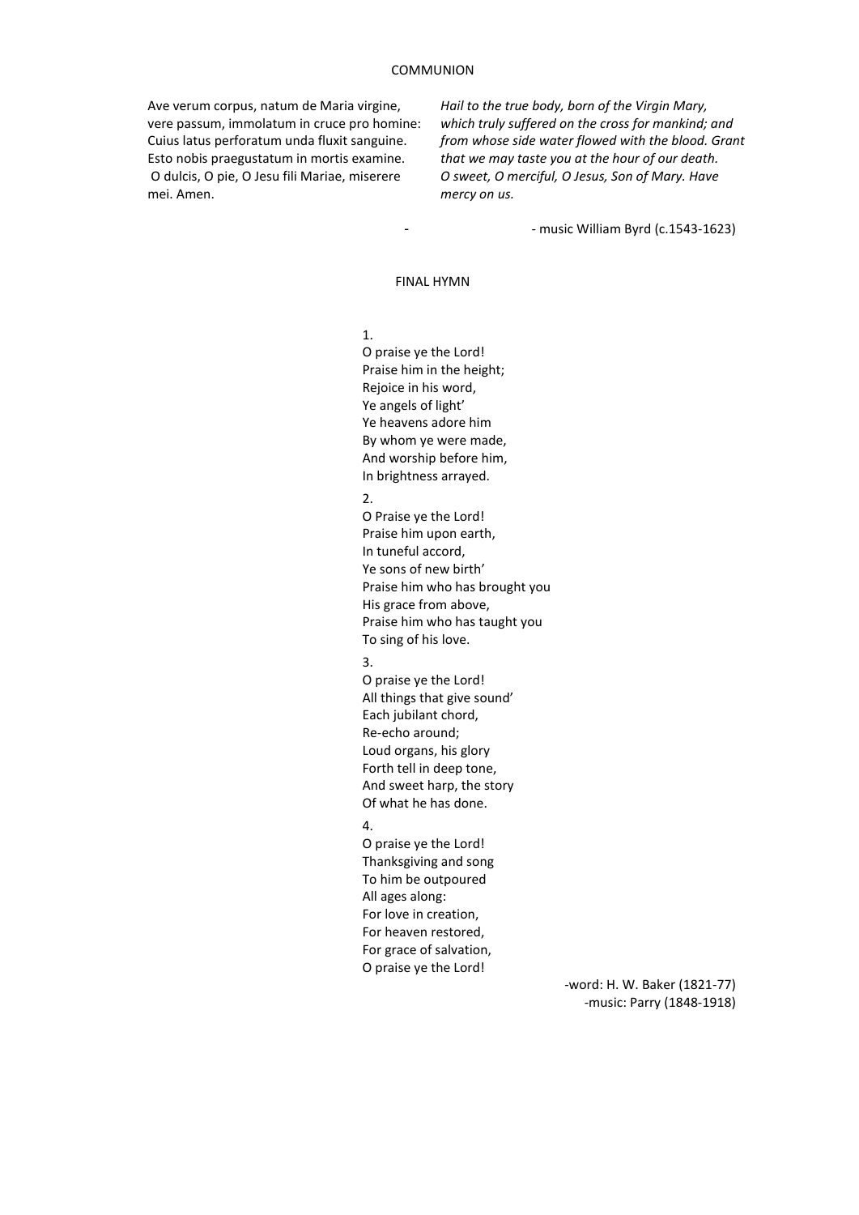## COMMUNION

Ave verum corpus, natum de Maria virgine, vere passum, immolatum in cruce pro homine: Cuius latus perforatum unda fluxit sanguine. Esto nobis praegustatum in mortis examine. O dulcis, O pie, O Jesu fili Mariae, miserere mei. Amen.

*Hail to the true body, born of the Virgin Mary, which truly suffered on the cross for mankind; and from whose side water flowed with the blood. Grant that we may taste you at the hour of our death. O sweet, O merciful, O Jesus, Son of Mary. Have mercy on us.*

\- - music William Byrd (c.1543-1623)

## FINAL HYMN

1.
O praise ye the Lord!
Praise him in the height;
Rejoice in his word,
Ye angels of light'
Ye heavens adore him
By whom ye were made,
And worship before him,
In brightness arrayed.

2.
O Praise ye the Lord!
Praise him upon earth,
In tuneful accord,
Ye sons of new birth'
Praise him who has brought you
His grace from above,
Praise him who has taught you
To sing of his love.

3.
O praise ye the Lord!
All things that give sound'
Each jubilant chord,
Re-echo around;
Loud organs, his glory
Forth tell in deep tone,
And sweet harp, the story
Of what he has done.

4.
O praise ye the Lord!
Thanksgiving and song
To him be outpoured
All ages along:
For love in creation,
For heaven restored,
For grace of salvation,
O praise ye the Lord!

-word: H. W. Baker (1821-77)
-music: Parry (1848-1918)